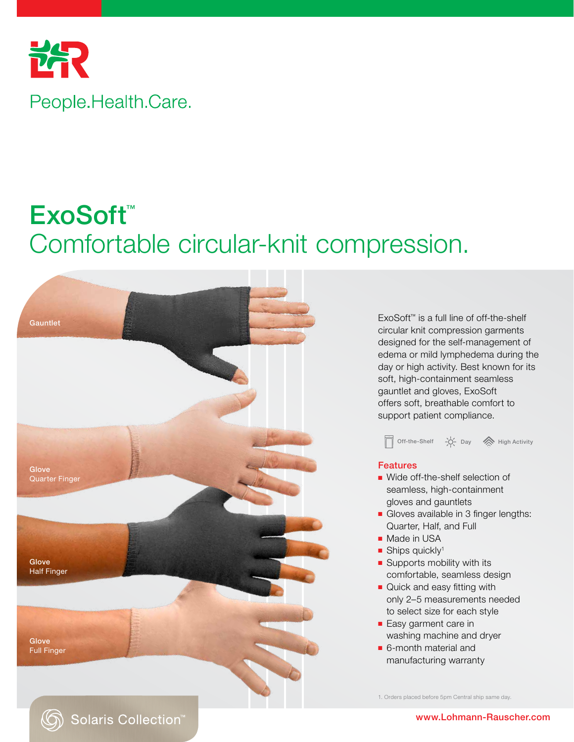People.Health.Care.

# ExoSoft™

## Comfortable circular-knit compression.

Gauntlet

Glove
Quarter Finger

Glove
Half Finger

Glove
Full Finger

ExoSoft™ is a full line of off-the-shelf circular knit compression garments designed for the self-management of edema or mild lymphedema during the day or high activity. Best known for its soft, high-containment seamless gauntlet and gloves, ExoSoft offers soft, breathable comfort to support patient compliance.

Off-the-Shelf Day High Activity

### Features

- Wide off-the-shelf selection of seamless, high-containment gloves and gauntlets
- Gloves available in 3 finger lengths: Quarter, Half, and Full
- Made in USA
- Ships quickly[1]
- Supports mobility with its comfortable, seamless design
- Quick and easy fitting with only 2–5 measurements needed to select size for each style
- Easy garment care in washing machine and dryer
- 6-month material and manufacturing warranty

1. Orders placed before 5pm Central ship same day.

Solaris Collection™

www.Lohmann-Rauscher.com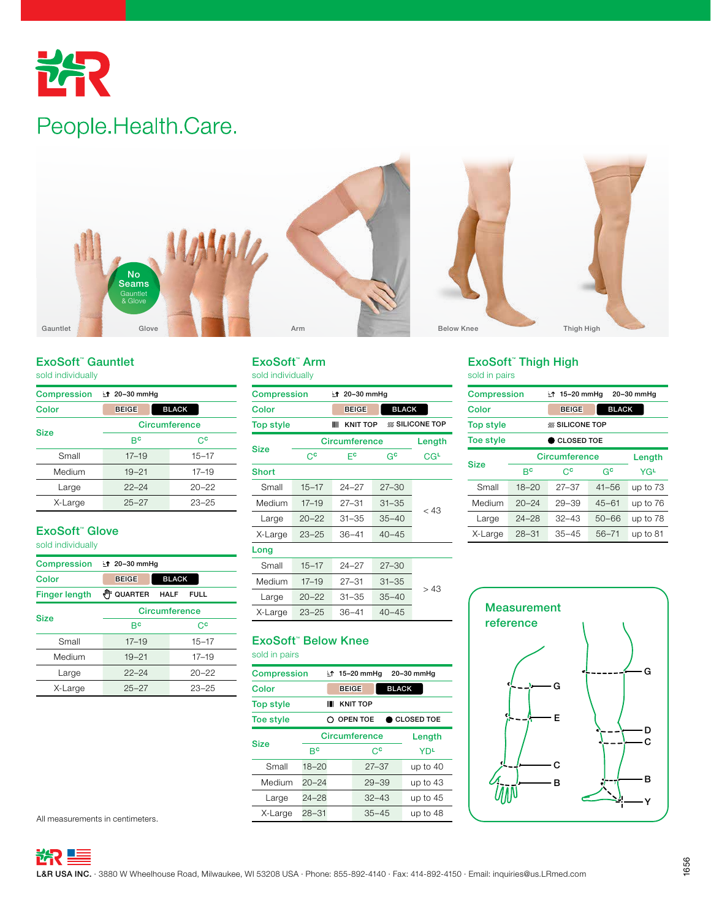People.Health.Care.

Gauntlet | Glove | Arm | Below Knee | Thigh High

No Seams Gauntlet & Glove

## ExoSoft™ Gauntlet

sold individually

| | | |
|---|---|---|
| Compression | 20–30 mmHg | |
| Color | BEIGE | BLACK |
| Size | Circumference | |
| | $B^C$ | $C^C$ |
| Small | 17–19 | 15–17 |
| Medium | 19–21 | 17–19 |
| Large | 22–24 | 20–22 |
| X-Large | 25–27 | 23–25 |

## ExoSoft™ Glove

sold individually

| | | |
|---|---|---|
| Compression | 20–30 mmHg | |
| Color | BEIGE | BLACK |
| Finger length | QUARTER HALF FULL | |
| Size | Circumference | |
| | $B^C$ | $C^C$ |
| Small | 17–19 | 15–17 |
| Medium | 19–21 | 17–19 |
| Large | 22–24 | 20–22 |
| X-Large | 25–27 | 23–25 |

All measurements in centimeters.

## ExoSoft™ Arm

sold individually

| | | | | |
|---|---|---|---|---|
| Compression | 20–30 mmHg | | | |
| Color | BEIGE | BLACK | | |
| Top style | KNIT TOP | SILICONE TOP | | |
| Size | Circumference | | | Length |
| | $C^C$ | $E^C$ | $G^C$ | $CG^L$ |
| **Short** | | | | |
| Small | 15–17 | 24–27 | 27–30 | < 43 |
| Medium | 17–19 | 27–31 | 31–35 | < 43 |
| Large | 20–22 | 31–35 | 35–40 | < 43 |
| X-Large | 23–25 | 36–41 | 40–45 | < 43 |
| **Long** | | | | |
| Small | 15–17 | 24–27 | 27–30 | > 43 |
| Medium | 17–19 | 27–31 | 31–35 | > 43 |
| Large | 20–22 | 31–35 | 35–40 | > 43 |
| X-Large | 23–25 | 36–41 | 40–45 | > 43 |

## ExoSoft™ Below Knee

sold in pairs

| | | | |
|---|---|---|---|
| Compression | 15–20 mmHg | 20–30 mmHg | |
| Color | BEIGE | BLACK | |
| Top style | KNIT TOP | | |
| Toe style | OPEN TOE | CLOSED TOE | |
| Size | Circumference | | Length |
| | $B^C$ | $C^C$ | $YD^L$ |
| Small | 18–20 | 27–37 | up to 40 |
| Medium | 20–24 | 29–39 | up to 43 |
| Large | 24–28 | 32–43 | up to 45 |
| X-Large | 28–31 | 35–45 | up to 48 |

## ExoSoft™ Thigh High

sold in pairs

| | | | | |
|---|---|---|---|---|
| Compression | 15–20 mmHg | 20–30 mmHg | | |
| Color | BEIGE | BLACK | | |
| Top style | SILICONE TOP | | | |
| Toe style | CLOSED TOE | | | |
| Size | Circumference | | | Length |
| | $B^C$ | $C^C$ | $G^C$ | $YG^L$ |
| Small | 18–20 | 27–37 | 41–56 | up to 73 |
| Medium | 20–24 | 29–39 | 45–61 | up to 76 |
| Large | 24–28 | 32–43 | 50–66 | up to 78 |
| X-Large | 28–31 | 35–45 | 56–71 | up to 81 |

### Measurement reference

G
E
C
B
G
D
C
B
Y

**L&R USA INC.** · 3880 W Wheelhouse Road, Milwaukee, WI 53208 USA · Phone: 855-892-4140 · Fax: 414-892-4150 · Email: inquiries@us.LRmed.com

1656